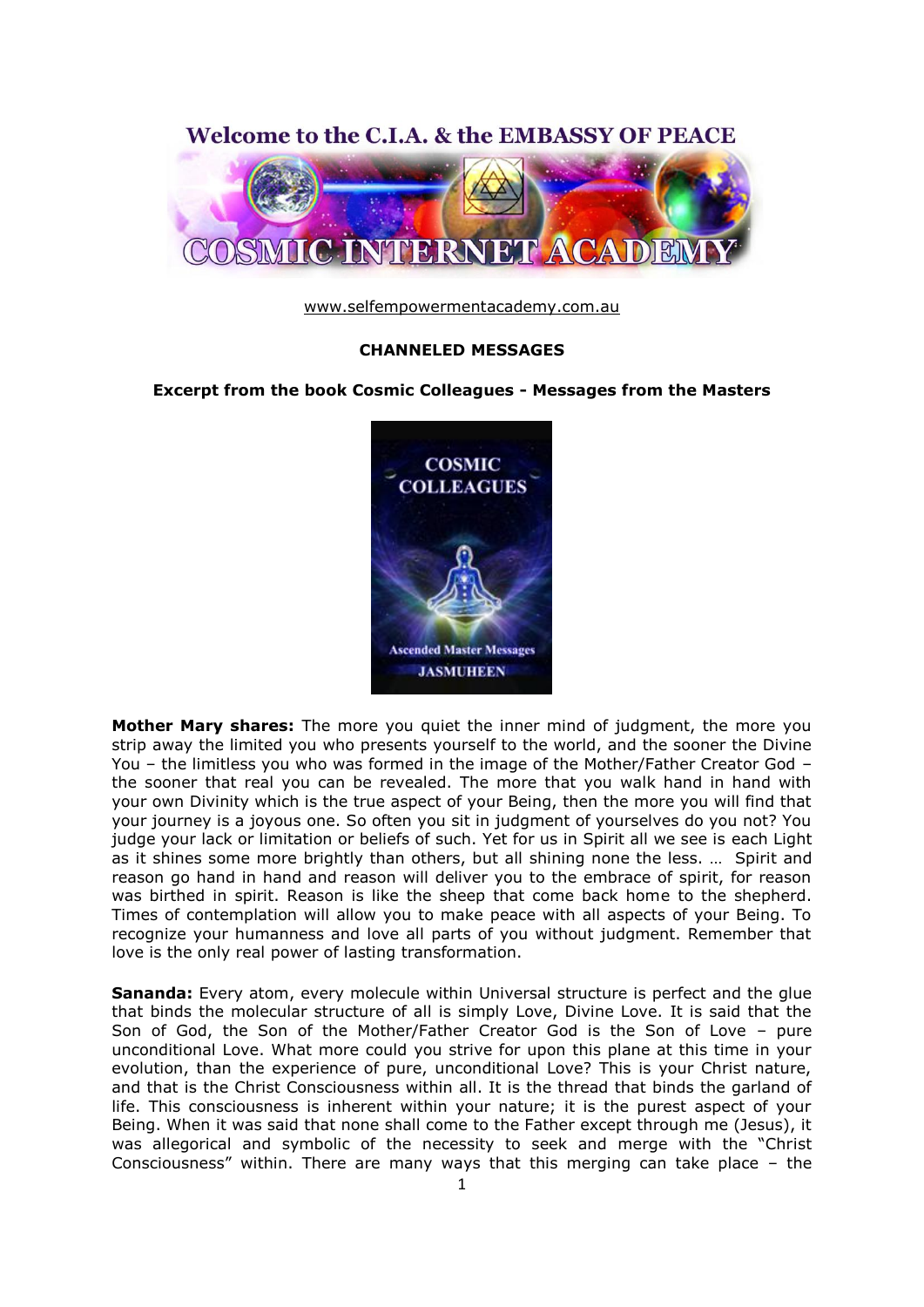Welcome to the C.I.A. & the EMBASSY OF PEACE

COSMIC INTERNET ACADEMY

www.selfempowermentacademy.com.au

**CHANNELED MESSAGES**

**Excerpt from the book Cosmic Colleagues - Messages from the Masters**

**Mother Mary shares:** The more you quiet the inner mind of judgment, the more you strip away the limited you who presents yourself to the world, and the sooner the Divine You – the limitless you who was formed in the image of the Mother/Father Creator God – the sooner that real you can be revealed. The more that you walk hand in hand with your own Divinity which is the true aspect of your Being, then the more you will find that your journey is a joyous one. So often you sit in judgment of yourselves do you not? You judge your lack or limitation or beliefs of such. Yet for us in Spirit all we see is each Light as it shines some more brightly than others, but all shining none the less. … Spirit and reason go hand in hand and reason will deliver you to the embrace of spirit, for reason was birthed in spirit. Reason is like the sheep that come back home to the shepherd. Times of contemplation will allow you to make peace with all aspects of your Being. To recognize your humanness and love all parts of you without judgment. Remember that love is the only real power of lasting transformation.

**Sananda:** Every atom, every molecule within Universal structure is perfect and the glue that binds the molecular structure of all is simply Love, Divine Love. It is said that the Son of God, the Son of the Mother/Father Creator God is the Son of Love – pure unconditional Love. What more could you strive for upon this plane at this time in your evolution, than the experience of pure, unconditional Love? This is your Christ nature, and that is the Christ Consciousness within all. It is the thread that binds the garland of life. This consciousness is inherent within your nature; it is the purest aspect of your Being. When it was said that none shall come to the Father except through me (Jesus), it was allegorical and symbolic of the necessity to seek and merge with the "Christ Consciousness" within. There are many ways that this merging can take place – the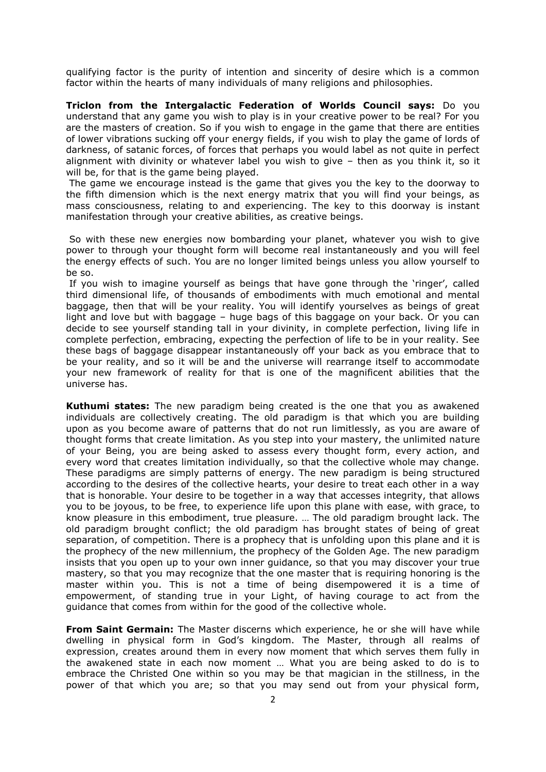qualifying factor is the purity of intention and sincerity of desire which is a common factor within the hearts of many individuals of many religions and philosophies.

**Triclon from the Intergalactic Federation of Worlds Council says:** Do you understand that any game you wish to play is in your creative power to be real? For you are the masters of creation. So if you wish to engage in the game that there are entities of lower vibrations sucking off your energy fields, if you wish to play the game of lords of darkness, of satanic forces, of forces that perhaps you would label as not quite in perfect alignment with divinity or whatever label you wish to give – then as you think it, so it will be, for that is the game being played.

The game we encourage instead is the game that gives you the key to the doorway to the fifth dimension which is the next energy matrix that you will find your beings, as mass consciousness, relating to and experiencing. The key to this doorway is instant manifestation through your creative abilities, as creative beings.

So with these new energies now bombarding your planet, whatever you wish to give power to through your thought form will become real instantaneously and you will feel the energy effects of such. You are no longer limited beings unless you allow yourself to be so.

If you wish to imagine yourself as beings that have gone through the 'ringer', called third dimensional life, of thousands of embodiments with much emotional and mental baggage, then that will be your reality. You will identify yourselves as beings of great light and love but with baggage – huge bags of this baggage on your back. Or you can decide to see yourself standing tall in your divinity, in complete perfection, living life in complete perfection, embracing, expecting the perfection of life to be in your reality. See these bags of baggage disappear instantaneously off your back as you embrace that to be your reality, and so it will be and the universe will rearrange itself to accommodate your new framework of reality for that is one of the magnificent abilities that the universe has.

**Kuthumi states:** The new paradigm being created is the one that you as awakened individuals are collectively creating. The old paradigm is that which you are building upon as you become aware of patterns that do not run limitlessly, as you are aware of thought forms that create limitation. As you step into your mastery, the unlimited nature of your Being, you are being asked to assess every thought form, every action, and every word that creates limitation individually, so that the collective whole may change. These paradigms are simply patterns of energy. The new paradigm is being structured according to the desires of the collective hearts, your desire to treat each other in a way that is honorable. Your desire to be together in a way that accesses integrity, that allows you to be joyous, to be free, to experience life upon this plane with ease, with grace, to know pleasure in this embodiment, true pleasure. … The old paradigm brought lack. The old paradigm brought conflict; the old paradigm has brought states of being of great separation, of competition. There is a prophecy that is unfolding upon this plane and it is the prophecy of the new millennium, the prophecy of the Golden Age. The new paradigm insists that you open up to your own inner guidance, so that you may discover your true mastery, so that you may recognize that the one master that is requiring honoring is the master within you. This is not a time of being disempowered it is a time of empowerment, of standing true in your Light, of having courage to act from the guidance that comes from within for the good of the collective whole.

**From Saint Germain:** The Master discerns which experience, he or she will have while dwelling in physical form in God's kingdom. The Master, through all realms of expression, creates around them in every now moment that which serves them fully in the awakened state in each now moment … What you are being asked to do is to embrace the Christed One within so you may be that magician in the stillness, in the power of that which you are; so that you may send out from your physical form,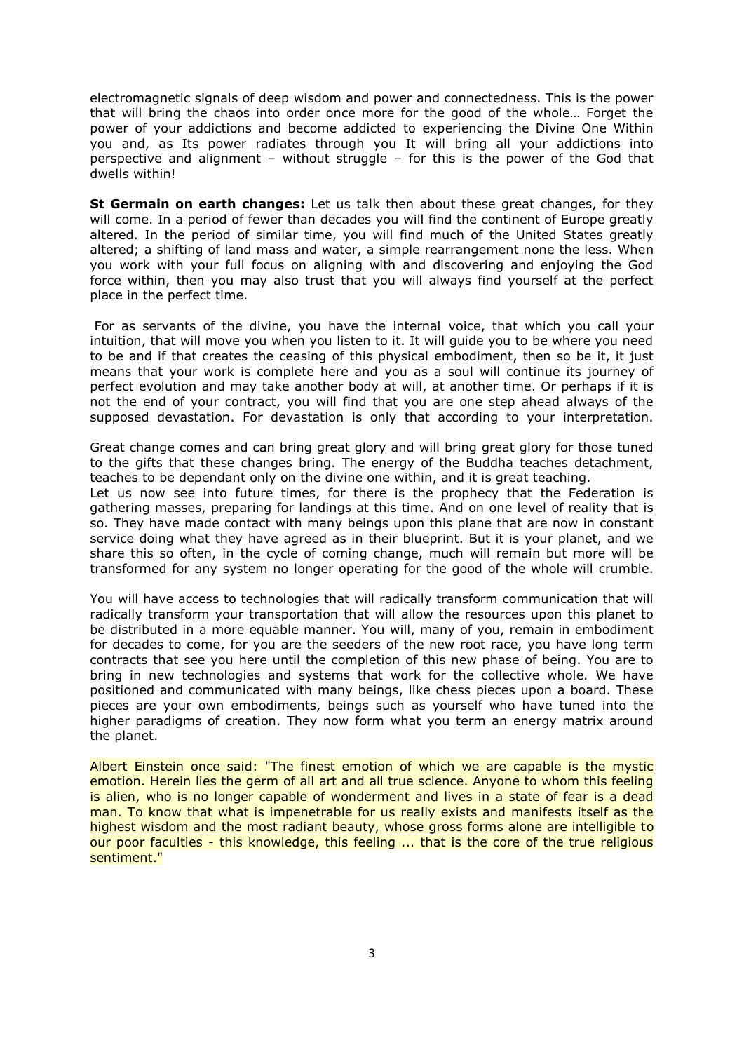electromagnetic signals of deep wisdom and power and connectedness. This is the power that will bring the chaos into order once more for the good of the whole… Forget the power of your addictions and become addicted to experiencing the Divine One Within you and, as Its power radiates through you It will bring all your addictions into perspective and alignment – without struggle – for this is the power of the God that dwells within!

**St Germain on earth changes:** Let us talk then about these great changes, for they will come. In a period of fewer than decades you will find the continent of Europe greatly altered. In the period of similar time, you will find much of the United States greatly altered; a shifting of land mass and water, a simple rearrangement none the less. When you work with your full focus on aligning with and discovering and enjoying the God force within, then you may also trust that you will always find yourself at the perfect place in the perfect time.

For as servants of the divine, you have the internal voice, that which you call your intuition, that will move you when you listen to it. It will guide you to be where you need to be and if that creates the ceasing of this physical embodiment, then so be it, it just means that your work is complete here and you as a soul will continue its journey of perfect evolution and may take another body at will, at another time. Or perhaps if it is not the end of your contract, you will find that you are one step ahead always of the supposed devastation. For devastation is only that according to your interpretation.

Great change comes and can bring great glory and will bring great glory for those tuned to the gifts that these changes bring. The energy of the Buddha teaches detachment, teaches to be dependant only on the divine one within, and it is great teaching.
Let us now see into future times, for there is the prophecy that the Federation is gathering masses, preparing for landings at this time. And on one level of reality that is so. They have made contact with many beings upon this plane that are now in constant service doing what they have agreed as in their blueprint. But it is your planet, and we share this so often, in the cycle of coming change, much will remain but more will be transformed for any system no longer operating for the good of the whole will crumble.

You will have access to technologies that will radically transform communication that will radically transform your transportation that will allow the resources upon this planet to be distributed in a more equable manner. You will, many of you, remain in embodiment for decades to come, for you are the seeders of the new root race, you have long term contracts that see you here until the completion of this new phase of being. You are to bring in new technologies and systems that work for the collective whole. We have positioned and communicated with many beings, like chess pieces upon a board. These pieces are your own embodiments, beings such as yourself who have tuned into the higher paradigms of creation. They now form what you term an energy matrix around the planet.

Albert Einstein once said: "The finest emotion of which we are capable is the mystic emotion. Herein lies the germ of all art and all true science. Anyone to whom this feeling is alien, who is no longer capable of wonderment and lives in a state of fear is a dead man. To know that what is impenetrable for us really exists and manifests itself as the highest wisdom and the most radiant beauty, whose gross forms alone are intelligible to our poor faculties - this knowledge, this feeling ... that is the core of the true religious sentiment."